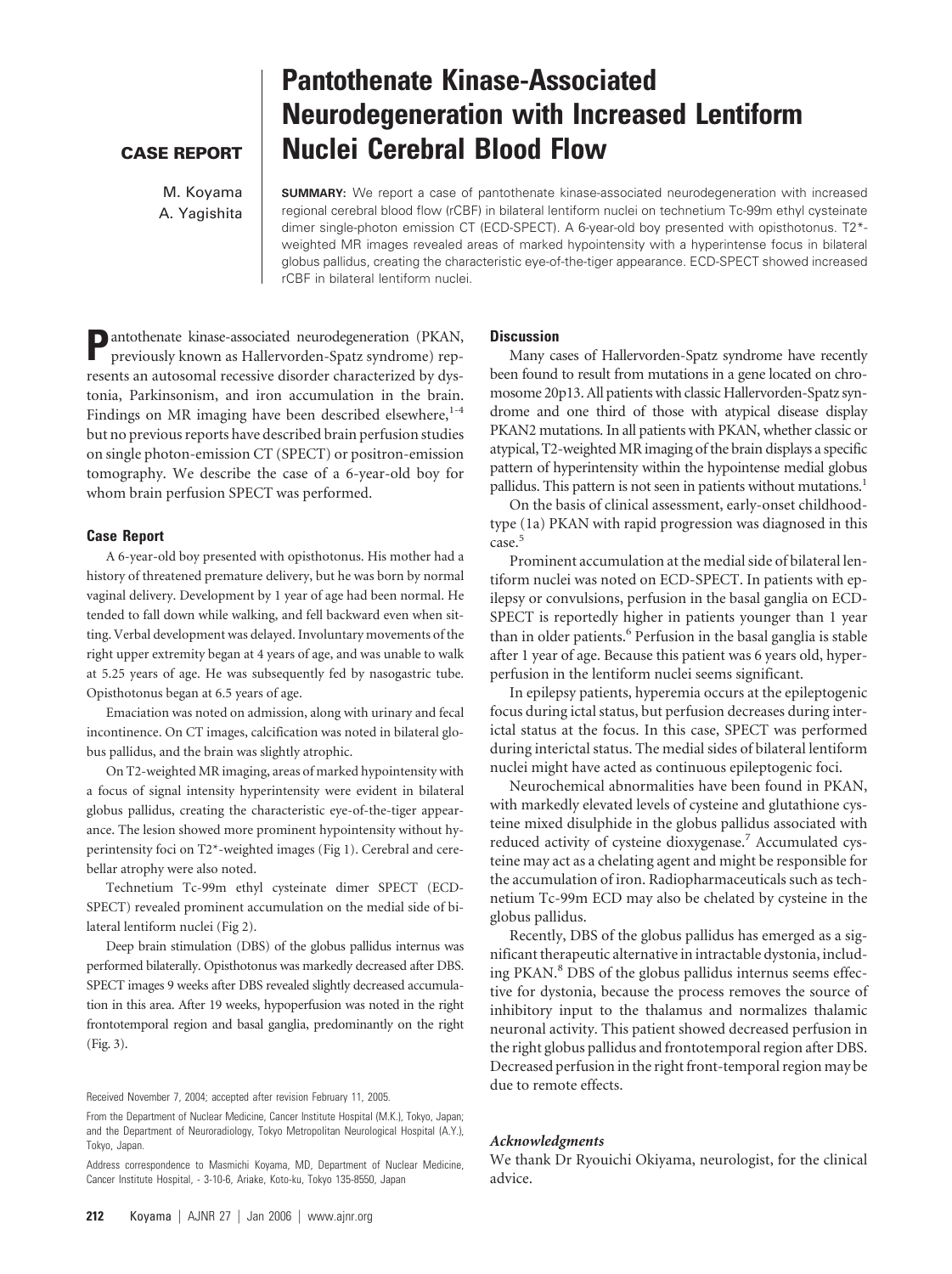**CASE REPORT**

# Pantothenate Kinase-Associated Neurodegeneration with Increased Lentiform Nuclei Cerebral Blood Flow

M. Koyama
A. Yagishita

**SUMMARY:** We report a case of pantothenate kinase-associated neurodegeneration with increased regional cerebral blood flow (rCBF) in bilateral lentiform nuclei on technetium Tc-99m ethyl cysteinate dimer single-photon emission CT (ECD-SPECT). A 6-year-old boy presented with opisthotonus. T2*-weighted MR images revealed areas of marked hypointensity with a hyperintense focus in bilateral globus pallidus, creating the characteristic eye-of-the-tiger appearance. ECD-SPECT showed increased rCBF in bilateral lentiform nuclei.

Pantothenate kinase-associated neurodegeneration (PKAN, previously known as Hallervorden-Spatz syndrome) represents an autosomal recessive disorder characterized by dystonia, Parkinsonism, and iron accumulation in the brain. Findings on MR imaging have been described elsewhere,[1-4] but no previous reports have described brain perfusion studies on single photon-emission CT (SPECT) or positron-emission tomography. We describe the case of a 6-year-old boy for whom brain perfusion SPECT was performed.

## Case Report

A 6-year-old boy presented with opisthotonus. His mother had a history of threatened premature delivery, but he was born by normal vaginal delivery. Development by 1 year of age had been normal. He tended to fall down while walking, and fell backward even when sitting. Verbal development was delayed. Involuntary movements of the right upper extremity began at 4 years of age, and was unable to walk at 5.25 years of age. He was subsequently fed by nasogastric tube. Opisthotonus began at 6.5 years of age.

Emaciation was noted on admission, along with urinary and fecal incontinence. On CT images, calcification was noted in bilateral globus pallidus, and the brain was slightly atrophic.

On T2-weighted MR imaging, areas of marked hypointensity with a focus of signal intensity hyperintensity were evident in bilateral globus pallidus, creating the characteristic eye-of-the-tiger appearance. The lesion showed more prominent hypointensity without hyperintensity foci on T2*-weighted images (Fig 1). Cerebral and cerebellar atrophy were also noted.

Technetium Tc-99m ethyl cysteinate dimer SPECT (ECD-SPECT) revealed prominent accumulation on the medial side of bilateral lentiform nuclei (Fig 2).

Deep brain stimulation (DBS) of the globus pallidus internus was performed bilaterally. Opisthotonus was markedly decreased after DBS. SPECT images 9 weeks after DBS revealed slightly decreased accumulation in this area. After 19 weeks, hypoperfusion was noted in the right frontotemporal region and basal ganglia, predominantly on the right (Fig. 3).

Received November 7, 2004; accepted after revision February 11, 2005.

From the Department of Nuclear Medicine, Cancer Institute Hospital (M.K.), Tokyo, Japan; and the Department of Neuroradiology, Tokyo Metropolitan Neurological Hospital (A.Y.), Tokyo, Japan.

Address correspondence to Masmichi Koyama, MD, Department of Nuclear Medicine, Cancer Institute Hospital, - 3-10-6, Ariake, Koto-ku, Tokyo 135-8550, Japan

## Discussion

Many cases of Hallervorden-Spatz syndrome have recently been found to result from mutations in a gene located on chromosome 20p13. All patients with classic Hallervorden-Spatz syndrome and one third of those with atypical disease display PKAN2 mutations. In all patients with PKAN, whether classic or atypical, T2-weighted MR imaging of the brain displays a specific pattern of hyperintensity within the hypointense medial globus pallidus. This pattern is not seen in patients without mutations.[1]

On the basis of clinical assessment, early-onset childhood-type (1a) PKAN with rapid progression was diagnosed in this case.[5]

Prominent accumulation at the medial side of bilateral lentiform nuclei was noted on ECD-SPECT. In patients with epilepsy or convulsions, perfusion in the basal ganglia on ECD-SPECT is reportedly higher in patients younger than 1 year than in older patients.[6] Perfusion in the basal ganglia is stable after 1 year of age. Because this patient was 6 years old, hyperperfusion in the lentiform nuclei seems significant.

In epilepsy patients, hyperemia occurs at the epileptogenic focus during ictal status, but perfusion decreases during interictal status at the focus. In this case, SPECT was performed during interictal status. The medial sides of bilateral lentiform nuclei might have acted as continuous epileptogenic foci.

Neurochemical abnormalities have been found in PKAN, with markedly elevated levels of cysteine and glutathione cysteine mixed disulphide in the globus pallidus associated with reduced activity of cysteine dioxygenase.[7] Accumulated cysteine may act as a chelating agent and might be responsible for the accumulation of iron. Radiopharmaceuticals such as technetium Tc-99m ECD may also be chelated by cysteine in the globus pallidus.

Recently, DBS of the globus pallidus has emerged as a significant therapeutic alternative in intractable dystonia, including PKAN.[8] DBS of the globus pallidus internus seems effective for dystonia, because the process removes the source of inhibitory input to the thalamus and normalizes thalamic neuronal activity. This patient showed decreased perfusion in the right globus pallidus and frontotemporal region after DBS. Decreased perfusion in the right front-temporal region may be due to remote effects.

### *Acknowledgments*

We thank Dr Ryouichi Okiyama, neurologist, for the clinical advice.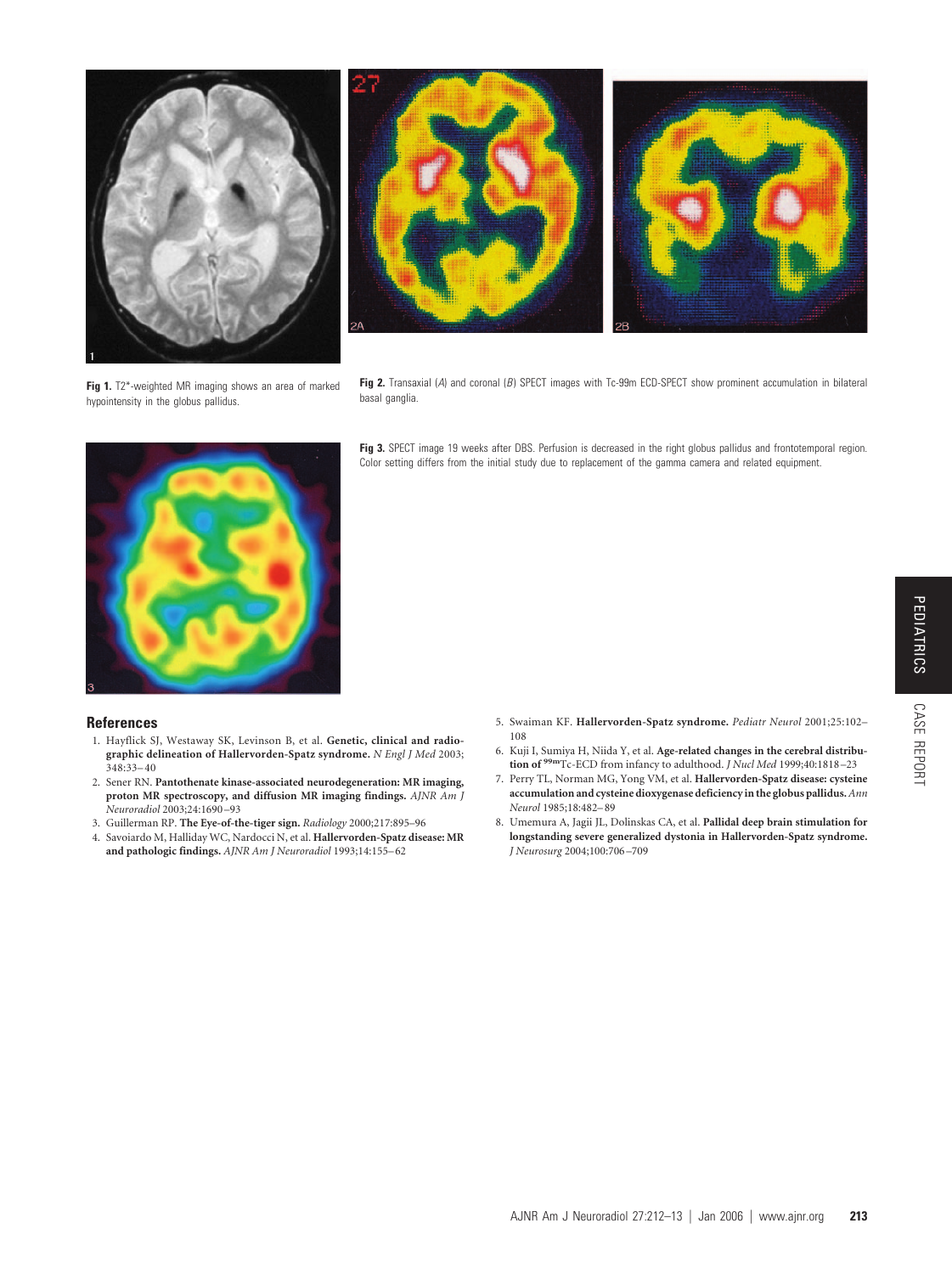**Fig 1.** T2*-weighted MR imaging shows an area of marked hypointensity in the globus pallidus.

**Fig 2.** Transaxial (*A*) and coronal (*B*) SPECT images with Tc-99m ECD-SPECT show prominent accumulation in bilateral basal ganglia.

**Fig 3.** SPECT image 19 weeks after DBS. Perfusion is decreased in the right globus pallidus and frontotemporal region. Color setting differs from the initial study due to replacement of the gamma camera and related equipment.

## References

1. Hayflick SJ, Westaway SK, Levinson B, et al. **Genetic, clinical and radiographic delineation of Hallervorden-Spatz syndrome.** *N Engl J Med* 2003;348:33–40
2. Sener RN. **Pantothenate kinase-associated neurodegeneration: MR imaging, proton MR spectroscopy, and diffusion MR imaging findings.** *AJNR Am J Neuroradiol* 2003;24:1690–93
3. Guillerman RP. **The Eye-of-the-tiger sign.** *Radiology* 2000;217:895–96
4. Savoiardo M, Halliday WC, Nardocci N, et al. **Hallervorden-Spatz disease: MR and pathologic findings.** *AJNR Am J Neuroradiol* 1993;14:155–62
5. Swaiman KF. **Hallervorden-Spatz syndrome.** *Pediatr Neurol* 2001;25:102–108
6. Kuji I, Sumiya H, Niida Y, et al. **Age-related changes in the cerebral distribution of $^{99m}$Tc-ECD from infancy to adulthood.** *J Nucl Med* 1999;40:1818–23
7. Perry TL, Norman MG, Yong VM, et al. **Hallervorden-Spatz disease: cysteine accumulation and cysteine dioxygenase deficiency in the globus pallidus.** *Ann Neurol* 1985;18:482–89
8. Umemura A, Jagii JL, Dolinskas CA, et al. **Pallidal deep brain stimulation for longstanding severe generalized dystonia in Hallervorden-Spatz syndrome.** *J Neurosurg* 2004;100:706–709